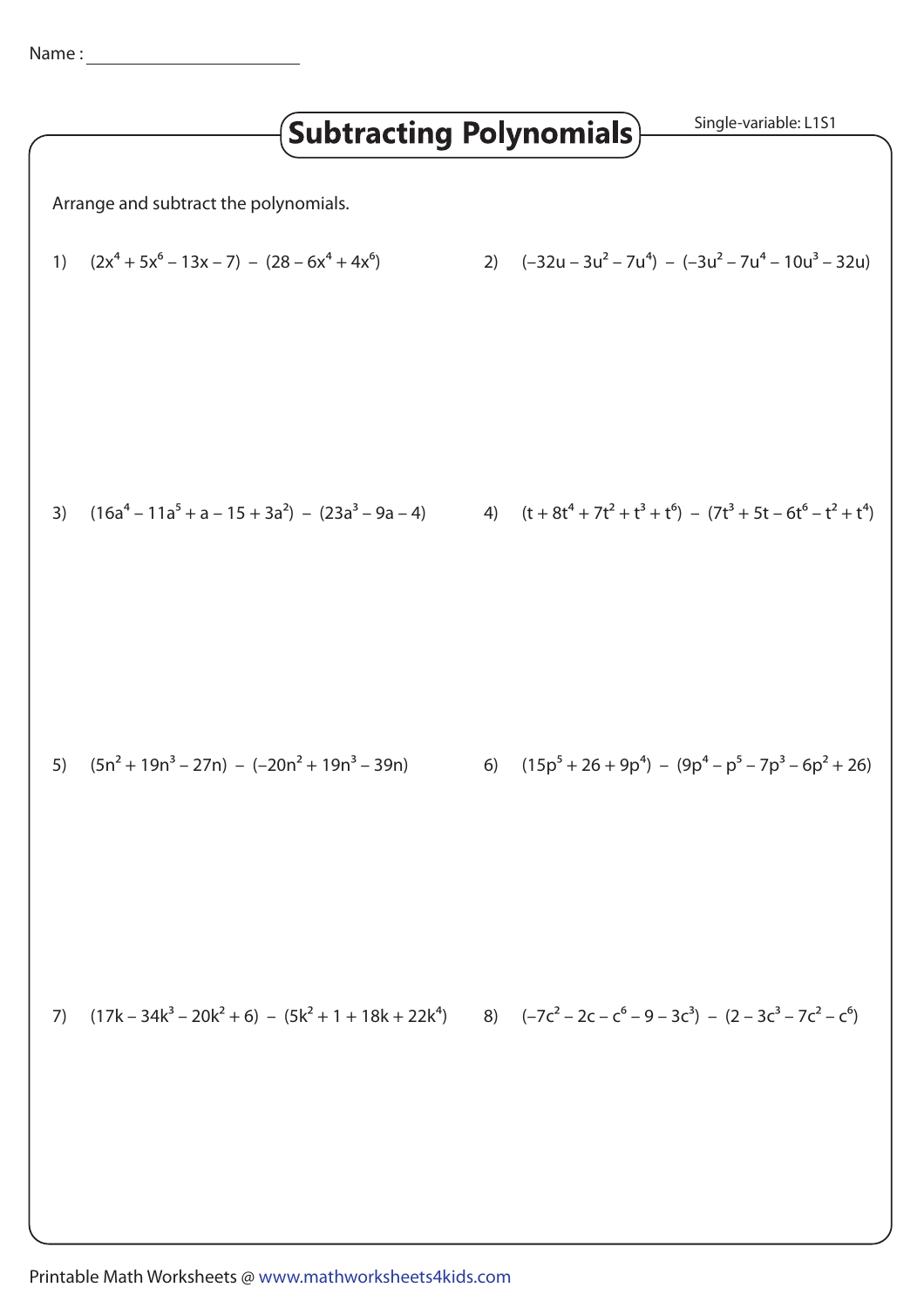Name : ______________________

# Subtracting Polynomials

Single-variable: L1S1

Arrange and subtract the polynomials.

1) $(2x^4 + 5x^6 - 13x - 7) - (28 - 6x^4 + 4x^6)$

2) $(-32u - 3u^2 - 7u^4) - (-3u^2 - 7u^4 - 10u^3 - 32u)$

3) $(16a^4 - 11a^5 + a - 15 + 3a^2) - (23a^3 - 9a - 4)$

4) $(t + 8t^4 + 7t^2 + t^3 + t^6) - (7t^3 + 5t - 6t^6 - t^2 + t^4)$

5) $(5n^2 + 19n^3 - 27n) - (-20n^2 + 19n^3 - 39n)$

6) $(15p^5 + 26 + 9p^4) - (9p^4 - p^5 - 7p^3 - 6p^2 + 26)$

7) $(17k - 34k^3 - 20k^2 + 6) - (5k^2 + 1 + 18k + 22k^4)$

8) $(-7c^2 - 2c - c^6 - 9 - 3c^3) - (2 - 3c^3 - 7c^2 - c^6)$

Printable Math Worksheets @ www.mathworksheets4kids.com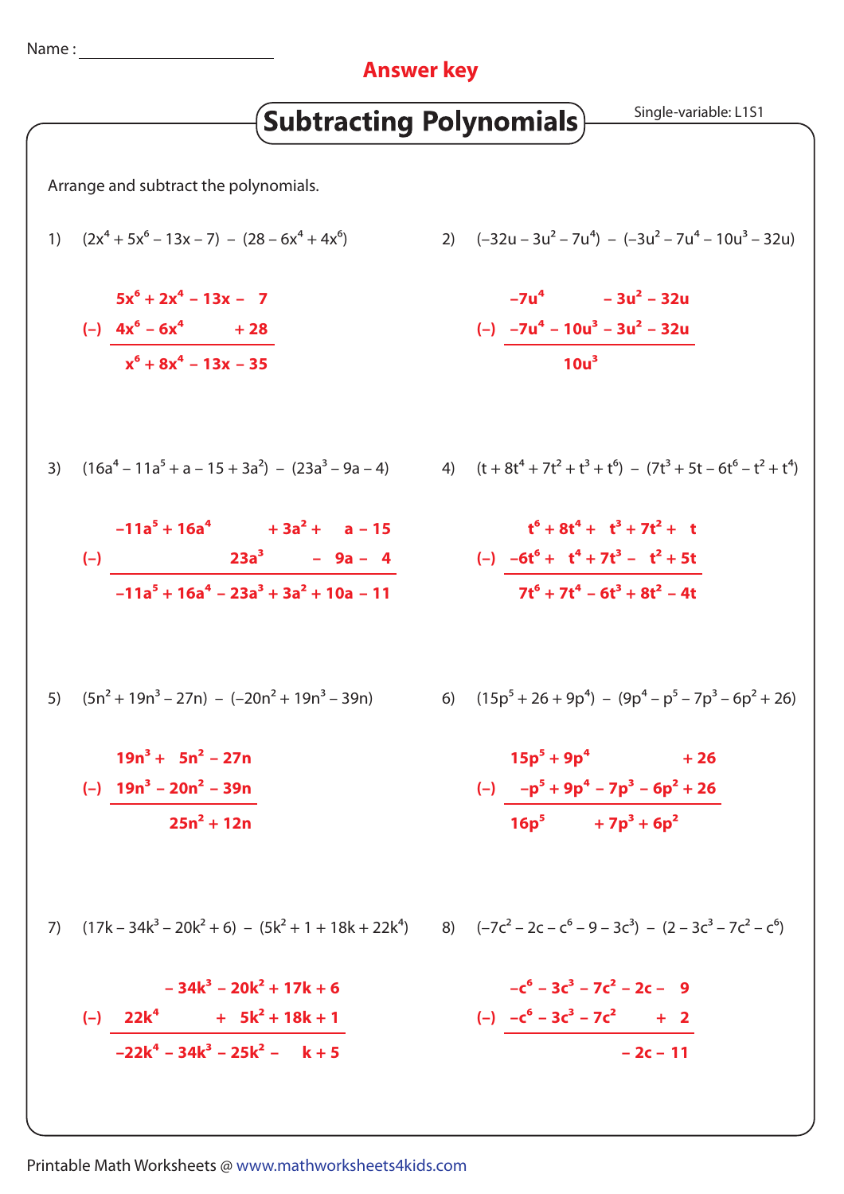Name : ______________________

**Answer key**

# Subtracting Polynomials

Single-variable: L1S1

Arrange and subtract the polynomials.

1) $(2x^4 + 5x^6 - 13x - 7) - (28 - 6x^4 + 4x^6)$

$$\begin{array}{r} 5x^6 + 2x^4 - 13x - 7 \\ (-)\ \ 4x^6 - 6x^4 \qquad + 28 \\ \hline x^6 + 8x^4 - 13x - 35 \end{array}$$

2) $(-32u - 3u^2 - 7u^4) - (-3u^2 - 7u^4 - 10u^3 - 32u)$

$$\begin{array}{r} -7u^4 \qquad - 3u^2 - 32u \\ (-)\ \ -7u^4 - 10u^3 - 3u^2 - 32u \\ \hline 10u^3 \end{array}$$

3) $(16a^4 - 11a^5 + a - 15 + 3a^2) - (23a^3 - 9a - 4)$

$$\begin{array}{r} -11a^5 + 16a^4 \qquad + 3a^2 + a - 15 \\ (-)\ \ 23a^3 \qquad - 9a - 4 \\ \hline -11a^5 + 16a^4 - 23a^3 + 3a^2 + 10a - 11 \end{array}$$

4) $(t + 8t^4 + 7t^2 + t^3 + t^6) - (7t^3 + 5t - 6t^6 - t^2 + t^4)$

$$\begin{array}{r} t^6 + 8t^4 + t^3 + 7t^2 + t \\ (-)\ \ -6t^6 + t^4 + 7t^3 - t^2 + 5t \\ \hline 7t^6 + 7t^4 - 6t^3 + 8t^2 - 4t \end{array}$$

5) $(5n^2 + 19n^3 - 27n) - (-20n^2 + 19n^3 - 39n)$

$$\begin{array}{r} 19n^3 + 5n^2 - 27n \\ (-)\ \ 19n^3 - 20n^2 - 39n \\ \hline 25n^2 + 12n \end{array}$$

6) $(15p^5 + 26 + 9p^4) - (9p^4 - p^5 - 7p^3 - 6p^2 + 26)$

$$\begin{array}{r} 15p^5 + 9p^4 \qquad + 26 \\ (-)\ \ -p^5 + 9p^4 - 7p^3 - 6p^2 + 26 \\ \hline 16p^5 \qquad + 7p^3 + 6p^2 \end{array}$$

7) $(17k - 34k^3 - 20k^2 + 6) - (5k^2 + 1 + 18k + 22k^4)$

$$\begin{array}{r} - 34k^3 - 20k^2 + 17k + 6 \\ (-)\ \ 22k^4 \qquad + 5k^2 + 18k + 1 \\ \hline -22k^4 - 34k^3 - 25k^2 - k + 5 \end{array}$$

8) $(-7c^2 - 2c - c^6 - 9 - 3c^3) - (2 - 3c^3 - 7c^2 - c^6)$

$$\begin{array}{r} -c^6 - 3c^3 - 7c^2 - 2c - 9 \\ (-)\ \ -c^6 - 3c^3 - 7c^2 \qquad + 2 \\ \hline - 2c - 11 \end{array}$$

Printable Math Worksheets @ www.mathworksheets4kids.com